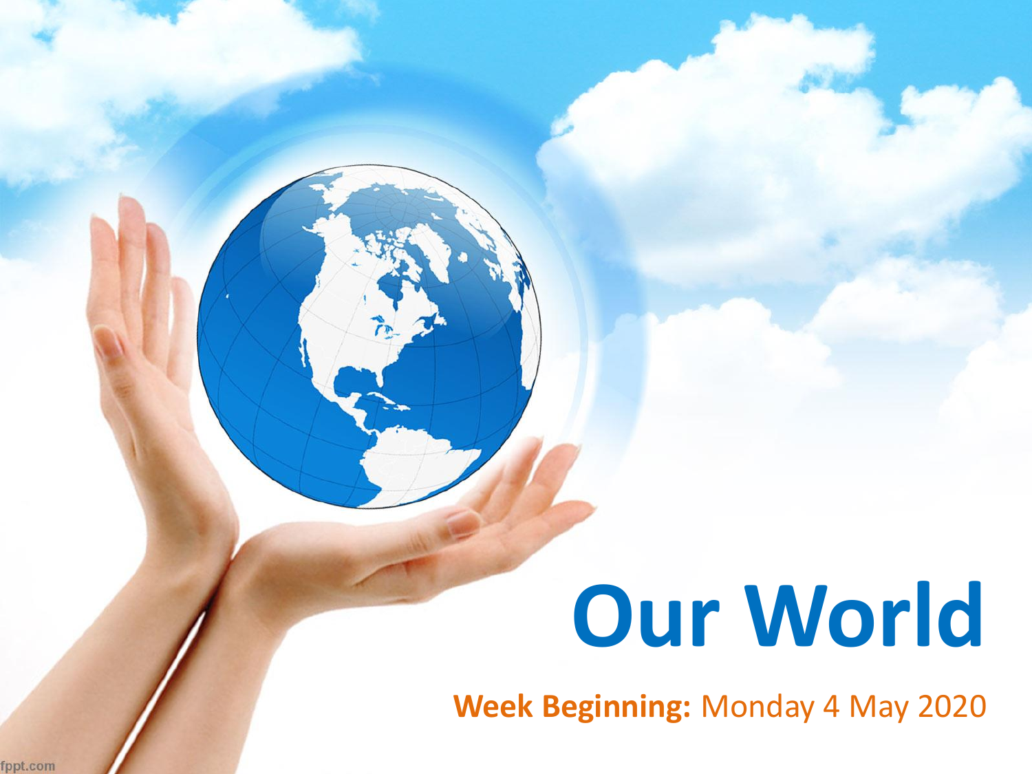# Our World

**Week Beginning:** Monday 4 May 2020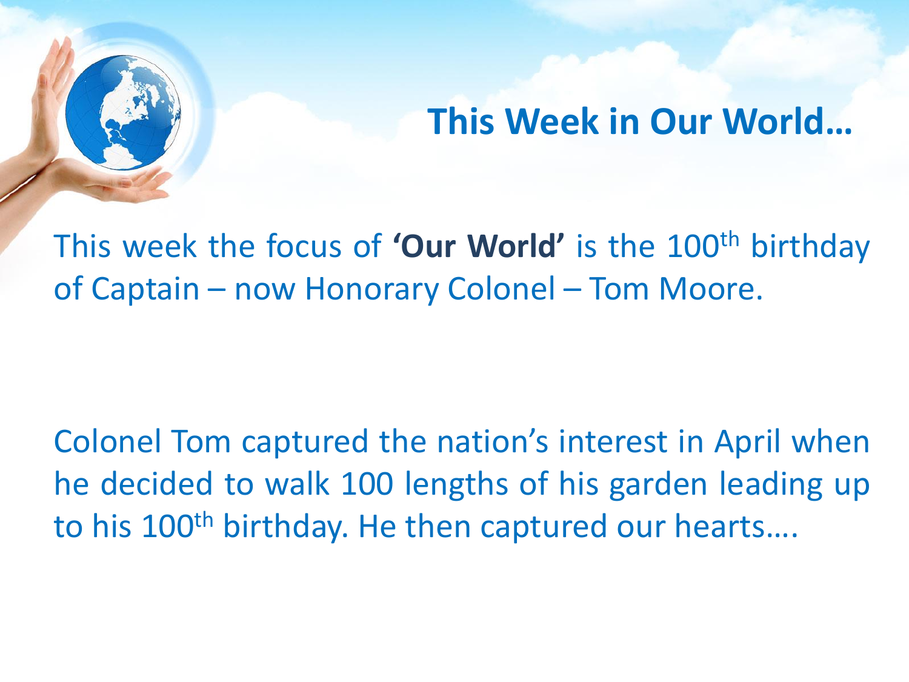# This Week in Our World…

This week the focus of **'Our World'** is the 100th birthday of Captain – now Honorary Colonel – Tom Moore.

Colonel Tom captured the nation's interest in April when he decided to walk 100 lengths of his garden leading up to his 100th birthday. He then captured our hearts….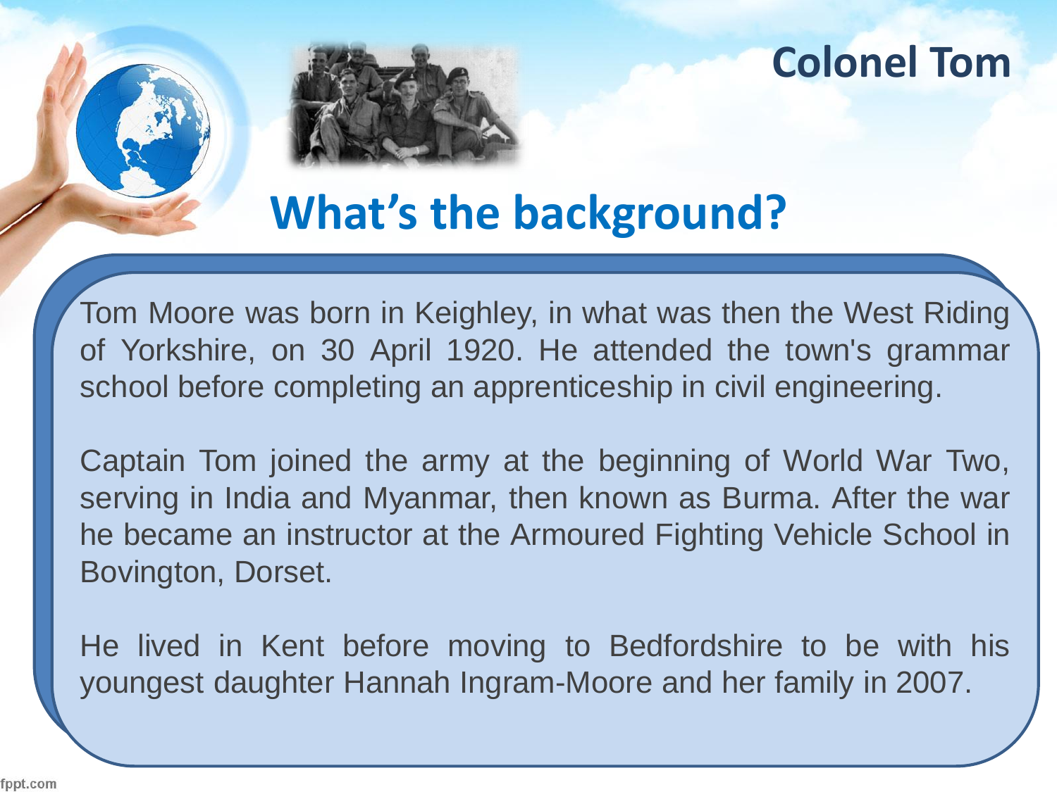# Colonel Tom

## What's the background?

Tom Moore was born in Keighley, in what was then the West Riding of Yorkshire, on 30 April 1920. He attended the town's grammar school before completing an apprenticeship in civil engineering.

Captain Tom joined the army at the beginning of World War Two, serving in India and Myanmar, then known as Burma. After the war he became an instructor at the Armoured Fighting Vehicle School in Bovington, Dorset.

He lived in Kent before moving to Bedfordshire to be with his youngest daughter Hannah Ingram-Moore and her family in 2007.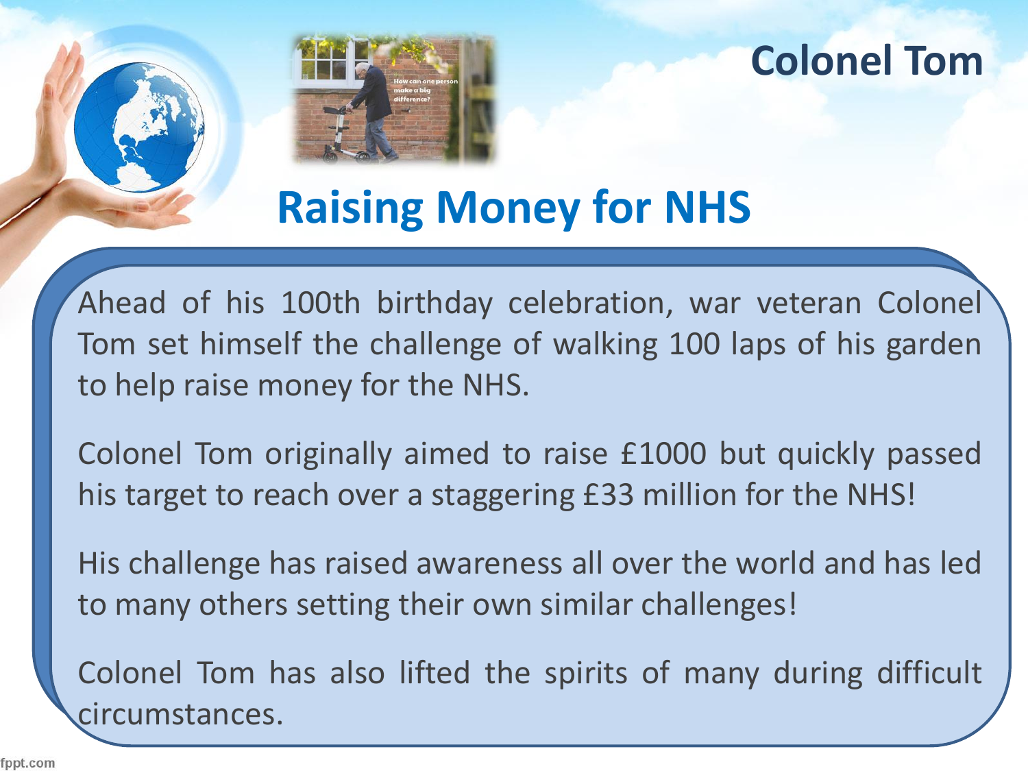# Colonel Tom

## Raising Money for NHS

Ahead of his 100th birthday celebration, war veteran Colonel Tom set himself the challenge of walking 100 laps of his garden to help raise money for the NHS.

Colonel Tom originally aimed to raise £1000 but quickly passed his target to reach over a staggering £33 million for the NHS!

His challenge has raised awareness all over the world and has led to many others setting their own similar challenges!

Colonel Tom has also lifted the spirits of many during difficult circumstances.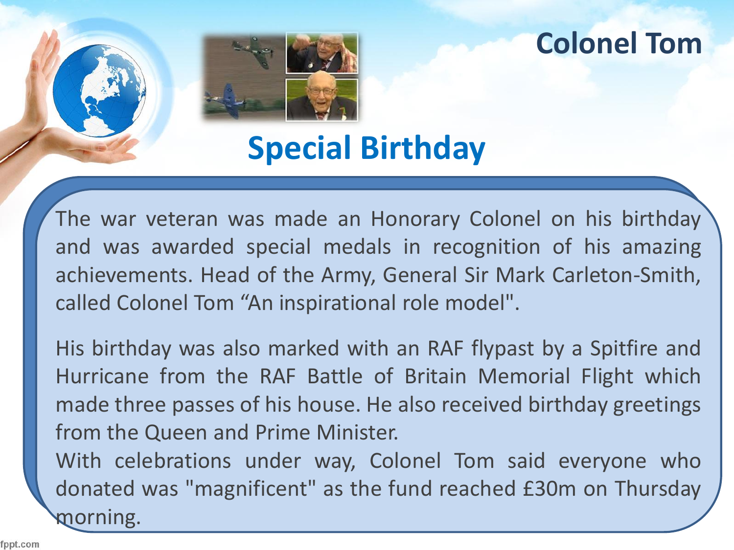# Colonel Tom

## Special Birthday

The war veteran was made an Honorary Colonel on his birthday and was awarded special medals in recognition of his amazing achievements. Head of the Army, General Sir Mark Carleton-Smith, called Colonel Tom “An inspirational role model".

His birthday was also marked with an RAF flypast by a Spitfire and Hurricane from the RAF Battle of Britain Memorial Flight which made three passes of his house. He also received birthday greetings from the Queen and Prime Minister.

With celebrations under way, Colonel Tom said everyone who donated was "magnificent" as the fund reached £30m on Thursday morning.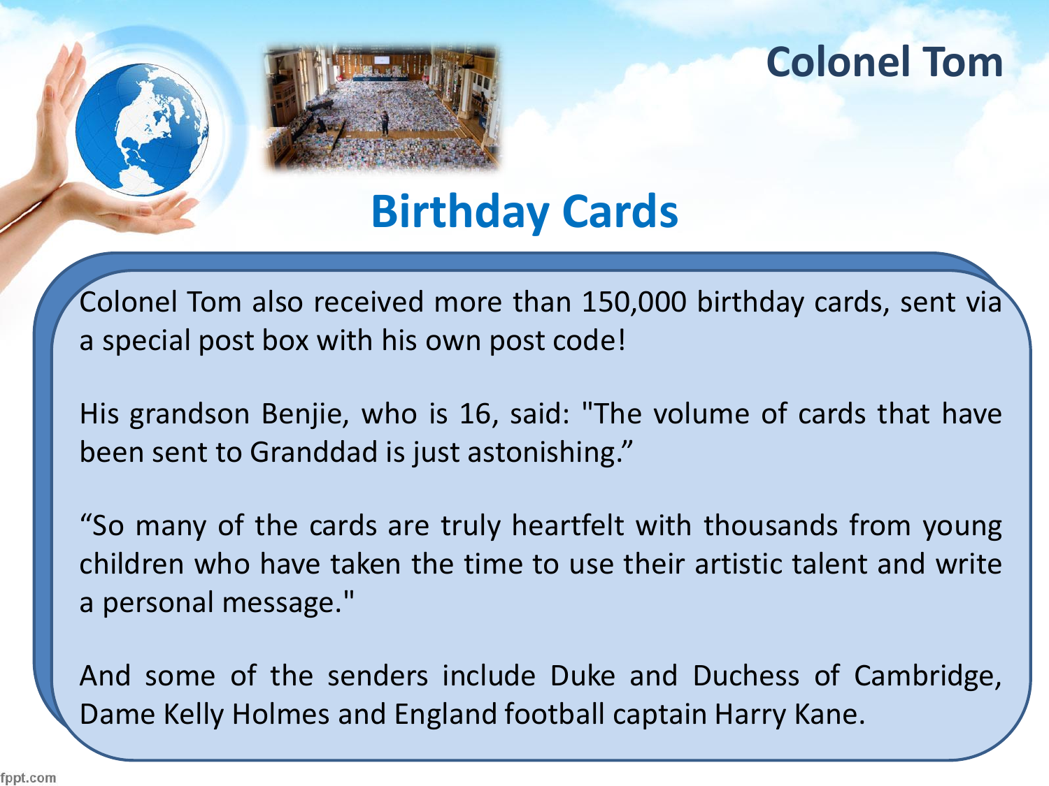# Colonel Tom

## Birthday Cards

Colonel Tom also received more than 150,000 birthday cards, sent via a special post box with his own post code!

His grandson Benjie, who is 16, said: "The volume of cards that have been sent to Granddad is just astonishing."

"So many of the cards are truly heartfelt with thousands from young children who have taken the time to use their artistic talent and write a personal message."

And some of the senders include Duke and Duchess of Cambridge, Dame Kelly Holmes and England football captain Harry Kane.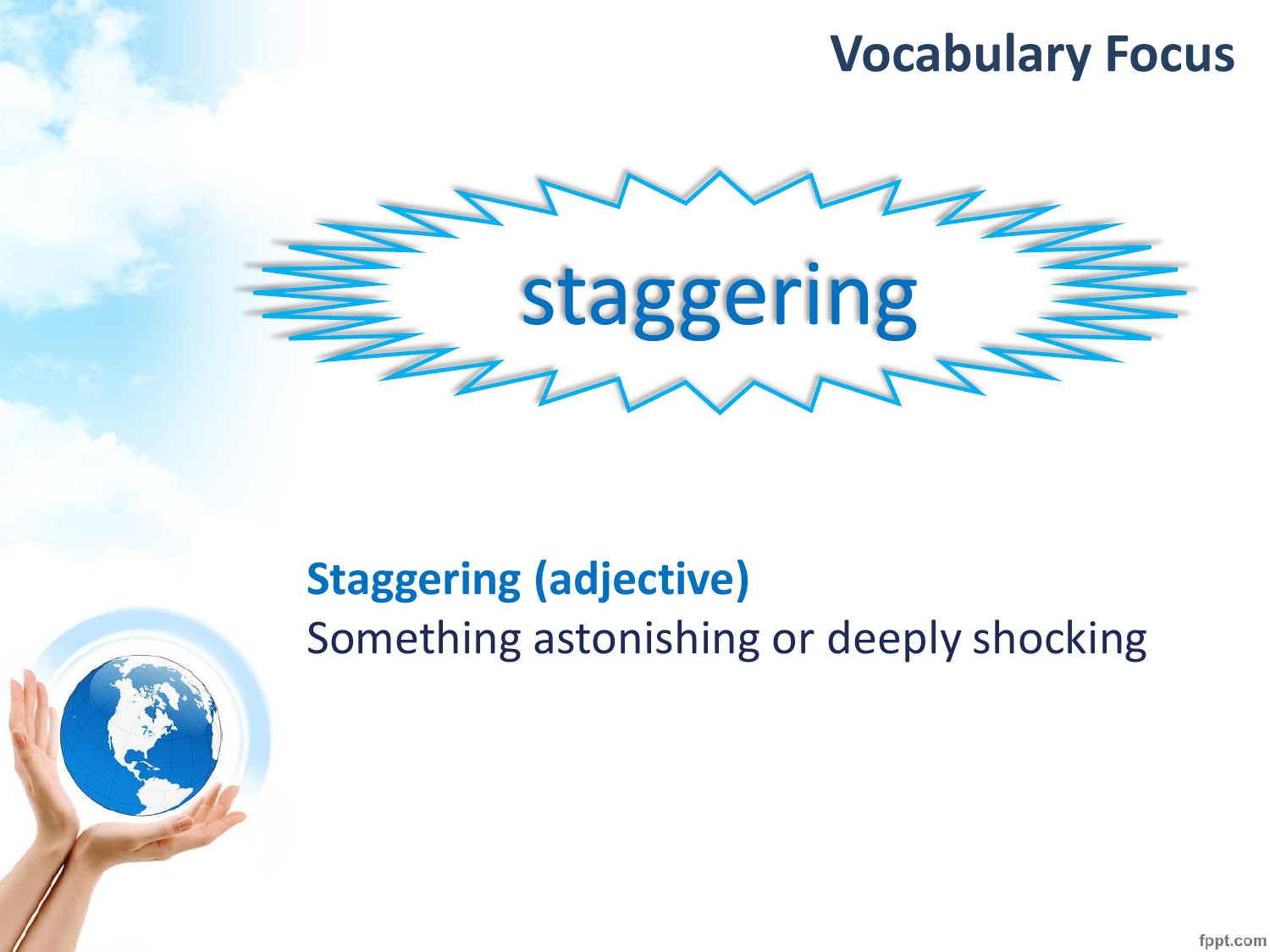# Vocabulary Focus

staggering

**Staggering (adjective)**
Something astonishing or deeply shocking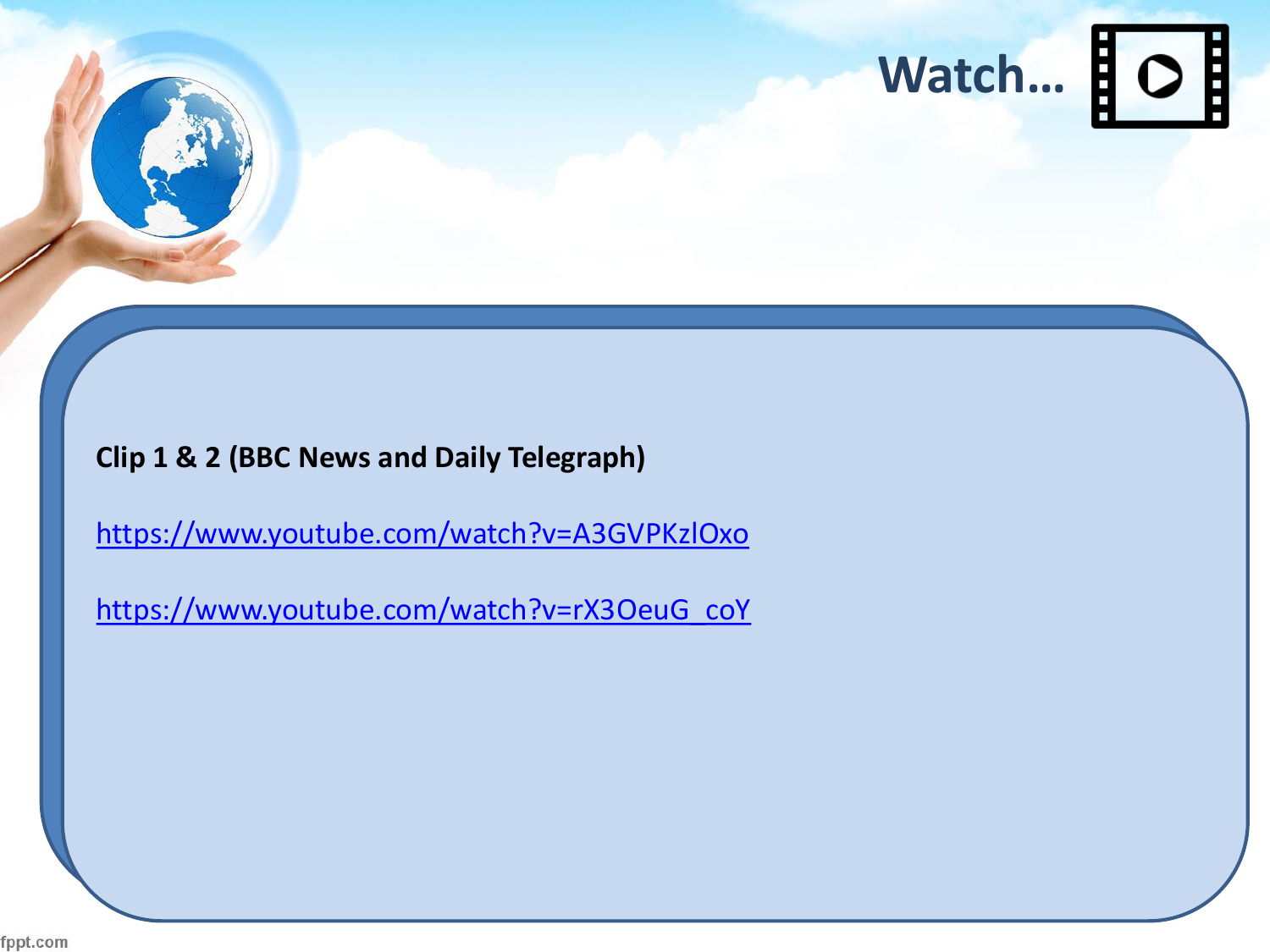# Watch…

**Clip 1 & 2 (BBC News and Daily Telegraph)**

https://www.youtube.com/watch?v=A3GVPKzlOxo

https://www.youtube.com/watch?v=rX3OeuG_coY